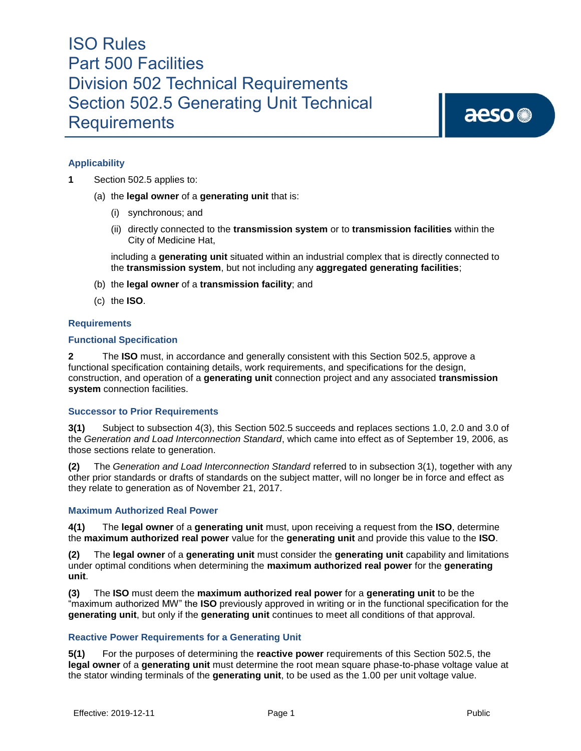# ISO Rules
# Part 500 Facilities
# Division 502 Technical Requirements
# Section 502.5 Generating Unit Technical Requirements

### Applicability

**1** Section 502.5 applies to:

(a) the **legal owner** of a **generating unit** that is:

(i) synchronous; and

(ii) directly connected to the **transmission system** or to **transmission facilities** within the City of Medicine Hat,

including a **generating unit** situated within an industrial complex that is directly connected to the **transmission system**, but not including any **aggregated generating facilities**;

(b) the **legal owner** of a **transmission facility**; and

(c) the **ISO**.

### Requirements

### Functional Specification

**2** The **ISO** must, in accordance and generally consistent with this Section 502.5, approve a functional specification containing details, work requirements, and specifications for the design, construction, and operation of a **generating unit** connection project and any associated **transmission system** connection facilities.

### Successor to Prior Requirements

**3(1)** Subject to subsection 4(3), this Section 502.5 succeeds and replaces sections 1.0, 2.0 and 3.0 of the *Generation and Load Interconnection Standard*, which came into effect as of September 19, 2006, as those sections relate to generation.

**(2)** The *Generation and Load Interconnection Standard* referred to in subsection 3(1), together with any other prior standards or drafts of standards on the subject matter, will no longer be in force and effect as they relate to generation as of November 21, 2017.

### Maximum Authorized Real Power

**4(1)** The **legal owner** of a **generating unit** must, upon receiving a request from the **ISO**, determine the **maximum authorized real power** value for the **generating unit** and provide this value to the **ISO**.

**(2)** The **legal owner** of a **generating unit** must consider the **generating unit** capability and limitations under optimal conditions when determining the **maximum authorized real power** for the **generating unit**.

**(3)** The **ISO** must deem the **maximum authorized real power** for a **generating unit** to be the "maximum authorized MW" the **ISO** previously approved in writing or in the functional specification for the **generating unit**, but only if the **generating unit** continues to meet all conditions of that approval.

### Reactive Power Requirements for a Generating Unit

**5(1)** For the purposes of determining the **reactive power** requirements of this Section 502.5, the **legal owner** of a **generating unit** must determine the root mean square phase-to-phase voltage value at the stator winding terminals of the **generating unit**, to be used as the 1.00 per unit voltage value.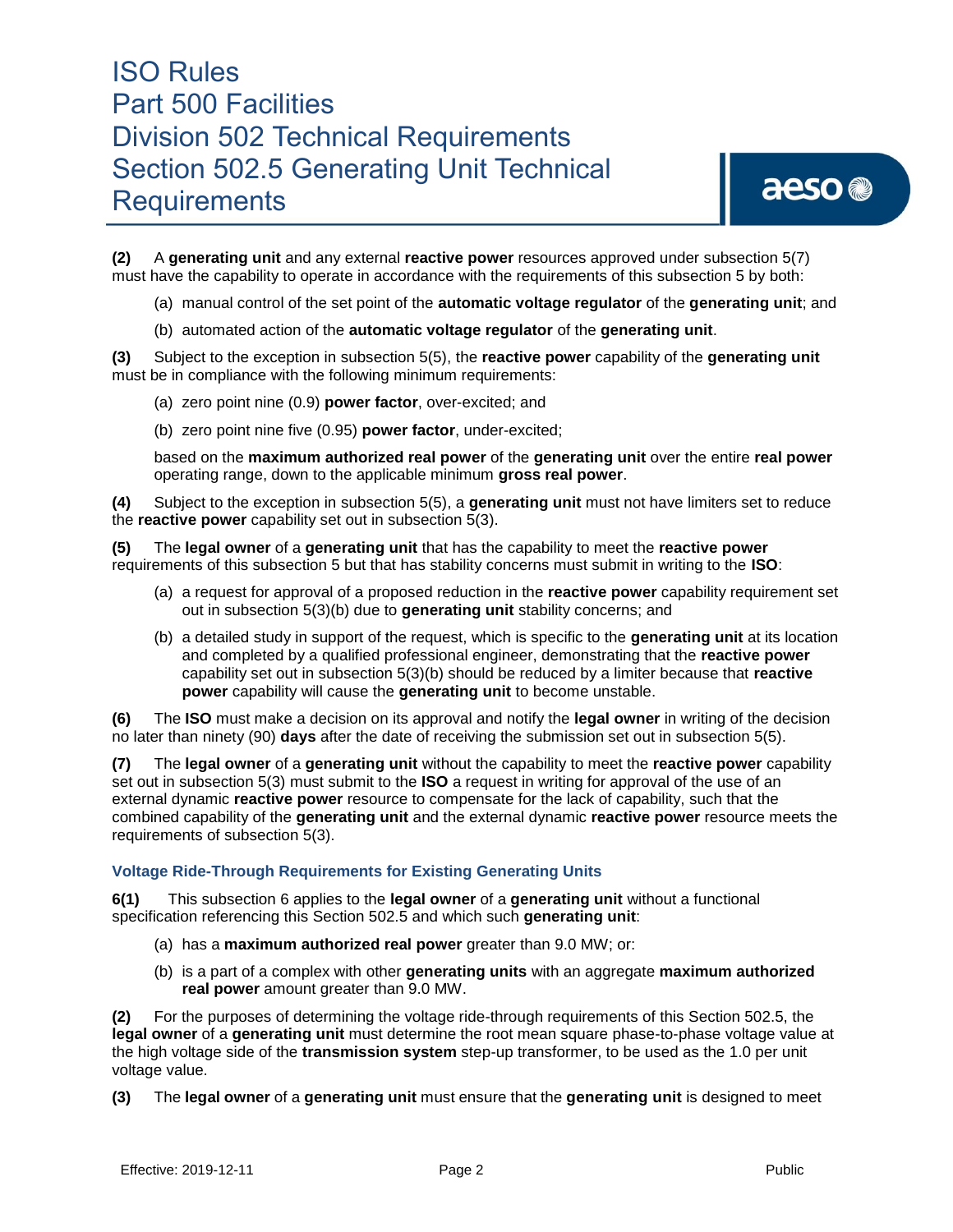**(2)** A **generating unit** and any external **reactive power** resources approved under subsection 5(7) must have the capability to operate in accordance with the requirements of this subsection 5 by both:

(a) manual control of the set point of the **automatic voltage regulator** of the **generating unit**; and

(b) automated action of the **automatic voltage regulator** of the **generating unit**.

**(3)** Subject to the exception in subsection 5(5), the **reactive power** capability of the **generating unit** must be in compliance with the following minimum requirements:

(a) zero point nine (0.9) **power factor**, over-excited; and

(b) zero point nine five (0.95) **power factor**, under-excited;

based on the **maximum authorized real power** of the **generating unit** over the entire **real power** operating range, down to the applicable minimum **gross real power**.

**(4)** Subject to the exception in subsection 5(5), a **generating unit** must not have limiters set to reduce the **reactive power** capability set out in subsection 5(3).

**(5)** The **legal owner** of a **generating unit** that has the capability to meet the **reactive power** requirements of this subsection 5 but that has stability concerns must submit in writing to the **ISO**:

(a) a request for approval of a proposed reduction in the **reactive power** capability requirement set out in subsection 5(3)(b) due to **generating unit** stability concerns; and

(b) a detailed study in support of the request, which is specific to the **generating unit** at its location and completed by a qualified professional engineer, demonstrating that the **reactive power** capability set out in subsection 5(3)(b) should be reduced by a limiter because that **reactive power** capability will cause the **generating unit** to become unstable.

**(6)** The **ISO** must make a decision on its approval and notify the **legal owner** in writing of the decision no later than ninety (90) **days** after the date of receiving the submission set out in subsection 5(5).

**(7)** The **legal owner** of a **generating unit** without the capability to meet the **reactive power** capability set out in subsection 5(3) must submit to the **ISO** a request in writing for approval of the use of an external dynamic **reactive power** resource to compensate for the lack of capability, such that the combined capability of the **generating unit** and the external dynamic **reactive power** resource meets the requirements of subsection 5(3).

### Voltage Ride-Through Requirements for Existing Generating Units

**6(1)** This subsection 6 applies to the **legal owner** of a **generating unit** without a functional specification referencing this Section 502.5 and which such **generating unit**:

(a) has a **maximum authorized real power** greater than 9.0 MW; or:

(b) is a part of a complex with other **generating units** with an aggregate **maximum authorized real power** amount greater than 9.0 MW.

**(2)** For the purposes of determining the voltage ride-through requirements of this Section 502.5, the **legal owner** of a **generating unit** must determine the root mean square phase-to-phase voltage value at the high voltage side of the **transmission system** step-up transformer, to be used as the 1.0 per unit voltage value.

**(3)** The **legal owner** of a **generating unit** must ensure that the **generating unit** is designed to meet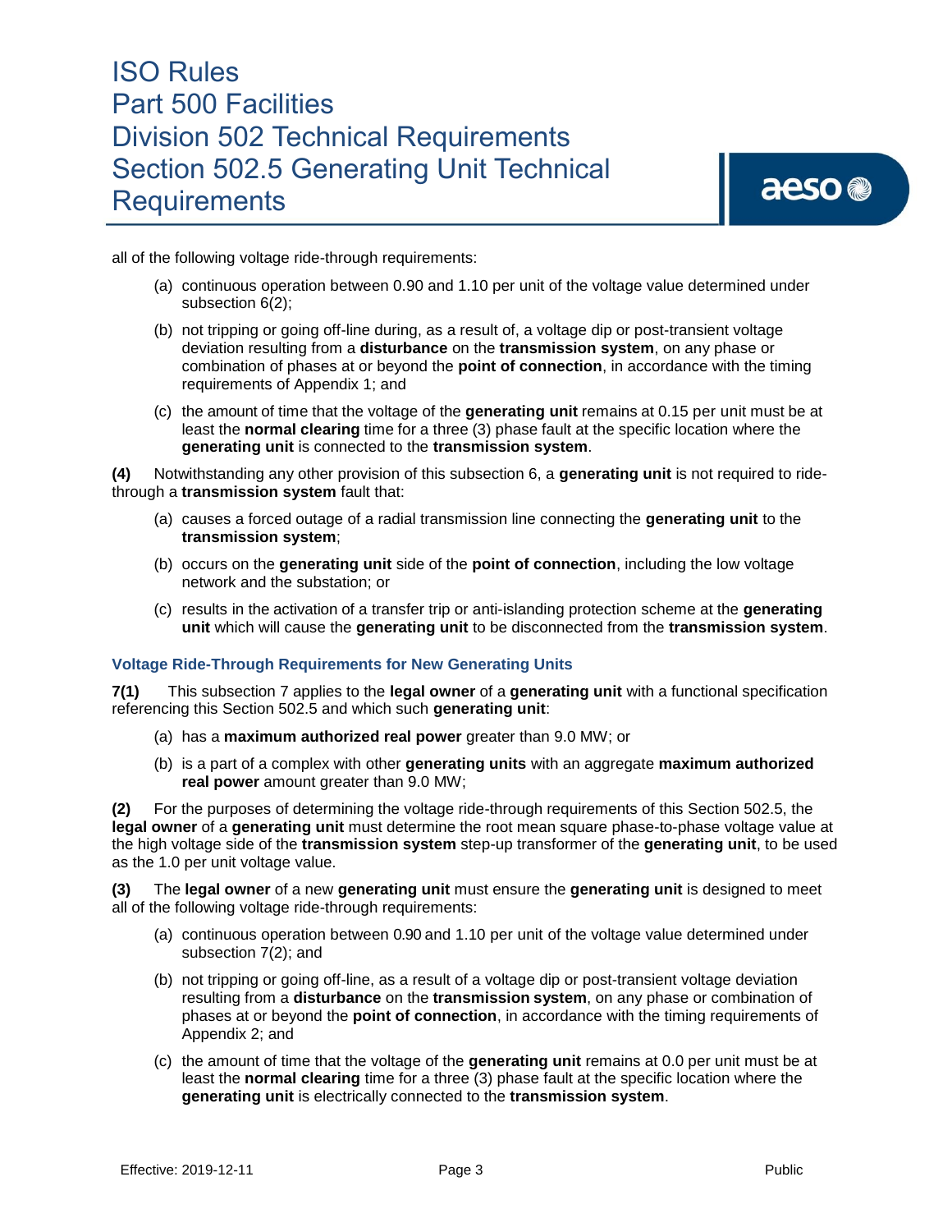all of the following voltage ride-through requirements:

(a) continuous operation between 0.90 and 1.10 per unit of the voltage value determined under subsection 6(2);

(b) not tripping or going off-line during, as a result of, a voltage dip or post-transient voltage deviation resulting from a **disturbance** on the **transmission system**, on any phase or combination of phases at or beyond the **point of connection**, in accordance with the timing requirements of Appendix 1; and

(c) the amount of time that the voltage of the **generating unit** remains at 0.15 per unit must be at least the **normal clearing** time for a three (3) phase fault at the specific location where the **generating unit** is connected to the **transmission system**.

**(4)** Notwithstanding any other provision of this subsection 6, a **generating unit** is not required to ride-through a **transmission system** fault that:

(a) causes a forced outage of a radial transmission line connecting the **generating unit** to the **transmission system**;

(b) occurs on the **generating unit** side of the **point of connection**, including the low voltage network and the substation; or

(c) results in the activation of a transfer trip or anti-islanding protection scheme at the **generating unit** which will cause the **generating unit** to be disconnected from the **transmission system**.

### Voltage Ride-Through Requirements for New Generating Units

**7(1)** This subsection 7 applies to the **legal owner** of a **generating unit** with a functional specification referencing this Section 502.5 and which such **generating unit**:

(a) has a **maximum authorized real power** greater than 9.0 MW; or

(b) is a part of a complex with other **generating units** with an aggregate **maximum authorized real power** amount greater than 9.0 MW;

**(2)** For the purposes of determining the voltage ride-through requirements of this Section 502.5, the **legal owner** of a **generating unit** must determine the root mean square phase-to-phase voltage value at the high voltage side of the **transmission system** step-up transformer of the **generating unit**, to be used as the 1.0 per unit voltage value.

**(3)** The **legal owner** of a new **generating unit** must ensure the **generating unit** is designed to meet all of the following voltage ride-through requirements:

(a) continuous operation between 0.90 and 1.10 per unit of the voltage value determined under subsection 7(2); and

(b) not tripping or going off-line, as a result of a voltage dip or post-transient voltage deviation resulting from a **disturbance** on the **transmission system**, on any phase or combination of phases at or beyond the **point of connection**, in accordance with the timing requirements of Appendix 2; and

(c) the amount of time that the voltage of the **generating unit** remains at 0.0 per unit must be at least the **normal clearing** time for a three (3) phase fault at the specific location where the **generating unit** is electrically connected to the **transmission system**.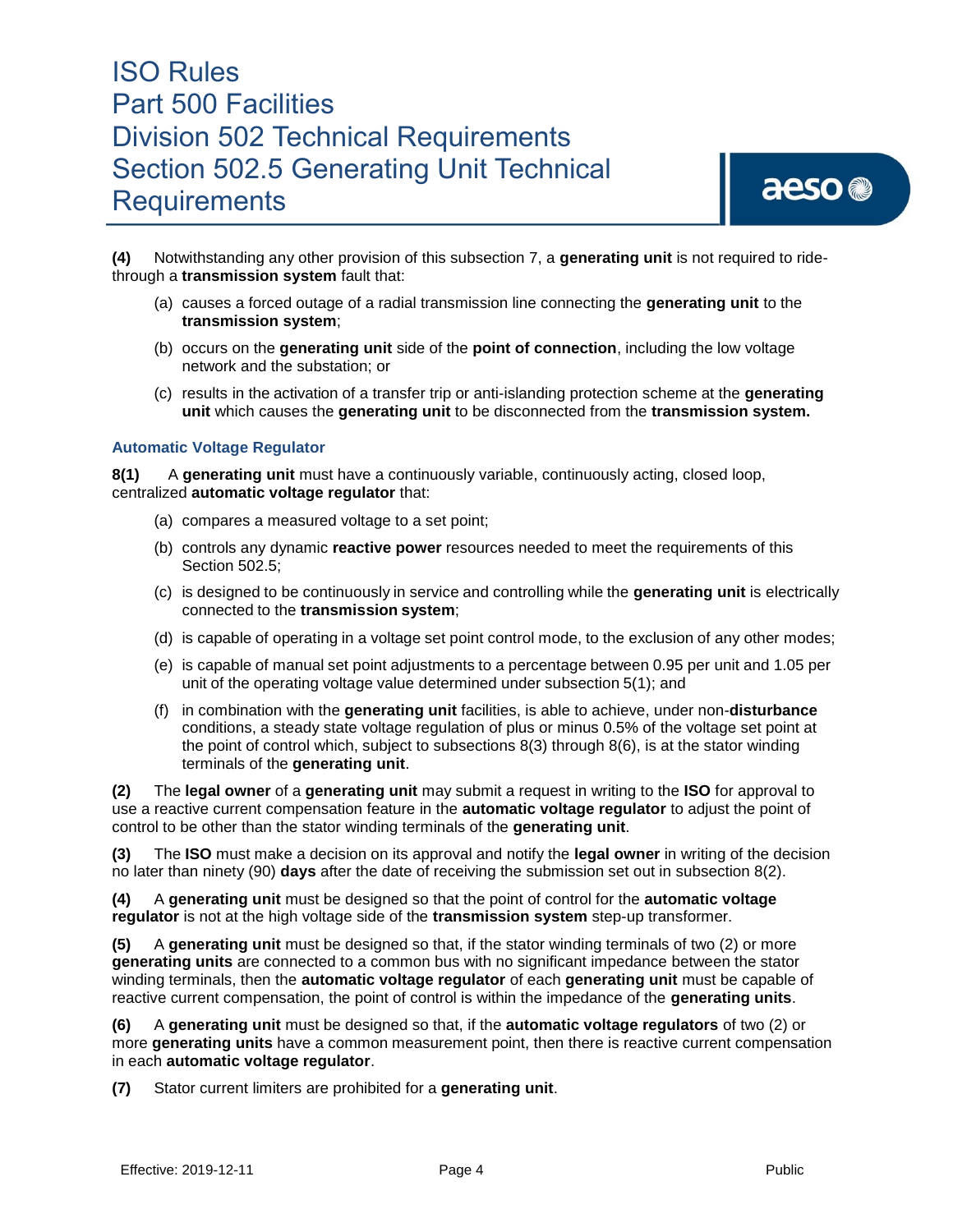**(4)** Notwithstanding any other provision of this subsection 7, a **generating unit** is not required to ride-through a **transmission system** fault that:

(a) causes a forced outage of a radial transmission line connecting the **generating unit** to the **transmission system**;

(b) occurs on the **generating unit** side of the **point of connection**, including the low voltage network and the substation; or

(c) results in the activation of a transfer trip or anti-islanding protection scheme at the **generating unit** which causes the **generating unit** to be disconnected from the **transmission system.**

### Automatic Voltage Regulator

**8(1)** A **generating unit** must have a continuously variable, continuously acting, closed loop, centralized **automatic voltage regulator** that:

(a) compares a measured voltage to a set point;

(b) controls any dynamic **reactive power** resources needed to meet the requirements of this Section 502.5;

(c) is designed to be continuously in service and controlling while the **generating unit** is electrically connected to the **transmission system**;

(d) is capable of operating in a voltage set point control mode, to the exclusion of any other modes;

(e) is capable of manual set point adjustments to a percentage between 0.95 per unit and 1.05 per unit of the operating voltage value determined under subsection 5(1); and

(f) in combination with the **generating unit** facilities, is able to achieve, under non-**disturbance** conditions, a steady state voltage regulation of plus or minus 0.5% of the voltage set point at the point of control which, subject to subsections 8(3) through 8(6), is at the stator winding terminals of the **generating unit**.

**(2)** The **legal owner** of a **generating unit** may submit a request in writing to the **ISO** for approval to use a reactive current compensation feature in the **automatic voltage regulator** to adjust the point of control to be other than the stator winding terminals of the **generating unit**.

**(3)** The **ISO** must make a decision on its approval and notify the **legal owner** in writing of the decision no later than ninety (90) **days** after the date of receiving the submission set out in subsection 8(2).

**(4)** A **generating unit** must be designed so that the point of control for the **automatic voltage regulator** is not at the high voltage side of the **transmission system** step-up transformer.

**(5)** A **generating unit** must be designed so that, if the stator winding terminals of two (2) or more **generating units** are connected to a common bus with no significant impedance between the stator winding terminals, then the **automatic voltage regulator** of each **generating unit** must be capable of reactive current compensation, the point of control is within the impedance of the **generating units**.

**(6)** A **generating unit** must be designed so that, if the **automatic voltage regulators** of two (2) or more **generating units** have a common measurement point, then there is reactive current compensation in each **automatic voltage regulator**.

**(7)** Stator current limiters are prohibited for a **generating unit**.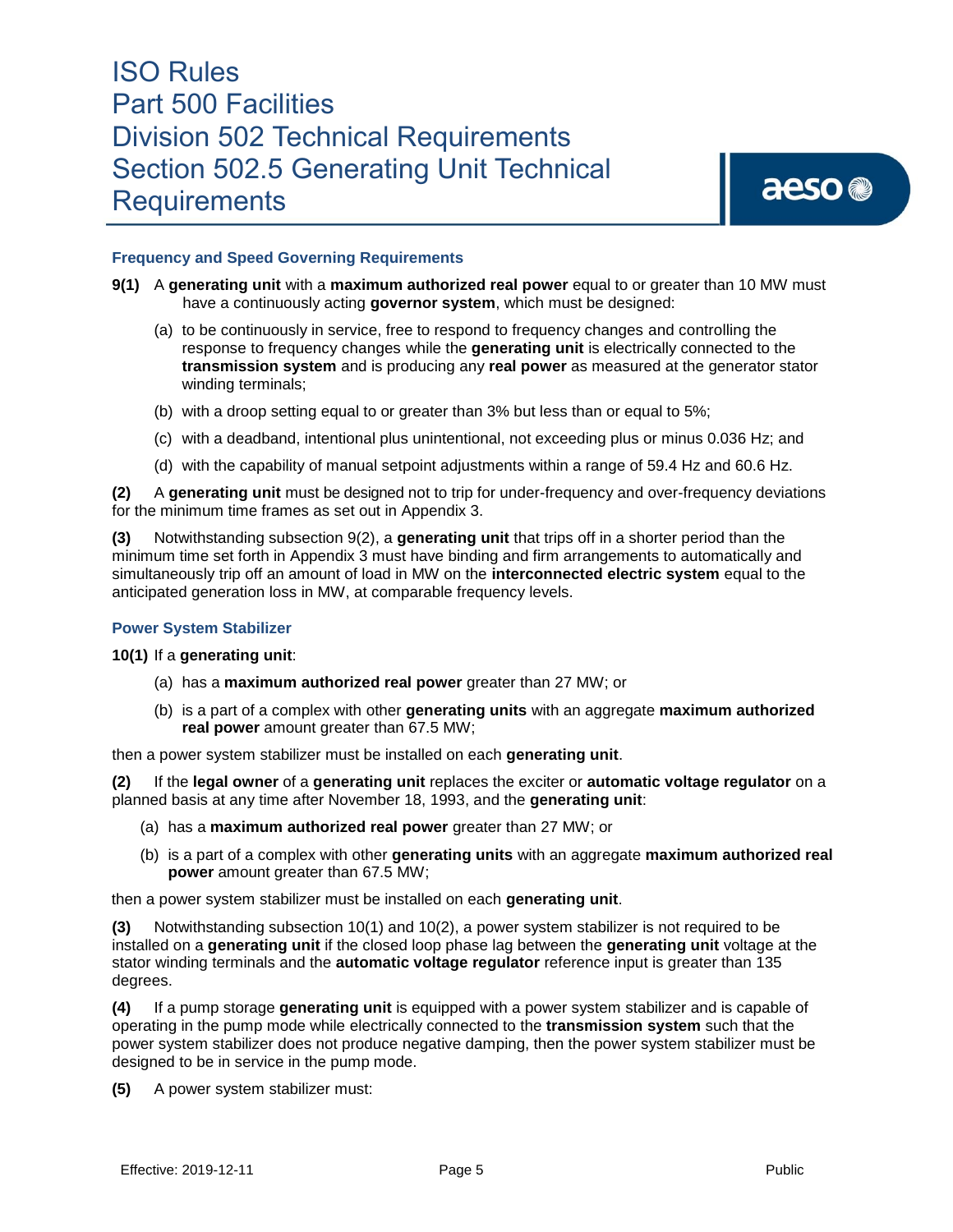### Frequency and Speed Governing Requirements

**9(1)** A **generating unit** with a **maximum authorized real power** equal to or greater than 10 MW must have a continuously acting **governor system**, which must be designed:

(a) to be continuously in service, free to respond to frequency changes and controlling the response to frequency changes while the **generating unit** is electrically connected to the **transmission system** and is producing any **real power** as measured at the generator stator winding terminals;

(b) with a droop setting equal to or greater than 3% but less than or equal to 5%;

(c) with a deadband, intentional plus unintentional, not exceeding plus or minus 0.036 Hz; and

(d) with the capability of manual setpoint adjustments within a range of 59.4 Hz and 60.6 Hz.

**(2)** A **generating unit** must be designed not to trip for under-frequency and over-frequency deviations for the minimum time frames as set out in Appendix 3.

**(3)** Notwithstanding subsection 9(2), a **generating unit** that trips off in a shorter period than the minimum time set forth in Appendix 3 must have binding and firm arrangements to automatically and simultaneously trip off an amount of load in MW on the **interconnected electric system** equal to the anticipated generation loss in MW, at comparable frequency levels.

### Power System Stabilizer

**10(1)** If a **generating unit**:

(a) has a **maximum authorized real power** greater than 27 MW; or

(b) is a part of a complex with other **generating units** with an aggregate **maximum authorized real power** amount greater than 67.5 MW;

then a power system stabilizer must be installed on each **generating unit**.

**(2)** If the **legal owner** of a **generating unit** replaces the exciter or **automatic voltage regulator** on a planned basis at any time after November 18, 1993, and the **generating unit**:

(a) has a **maximum authorized real power** greater than 27 MW; or

(b) is a part of a complex with other **generating units** with an aggregate **maximum authorized real power** amount greater than 67.5 MW;

then a power system stabilizer must be installed on each **generating unit**.

**(3)** Notwithstanding subsection 10(1) and 10(2), a power system stabilizer is not required to be installed on a **generating unit** if the closed loop phase lag between the **generating unit** voltage at the stator winding terminals and the **automatic voltage regulator** reference input is greater than 135 degrees.

**(4)** If a pump storage **generating unit** is equipped with a power system stabilizer and is capable of operating in the pump mode while electrically connected to the **transmission system** such that the power system stabilizer does not produce negative damping, then the power system stabilizer must be designed to be in service in the pump mode.

**(5)** A power system stabilizer must: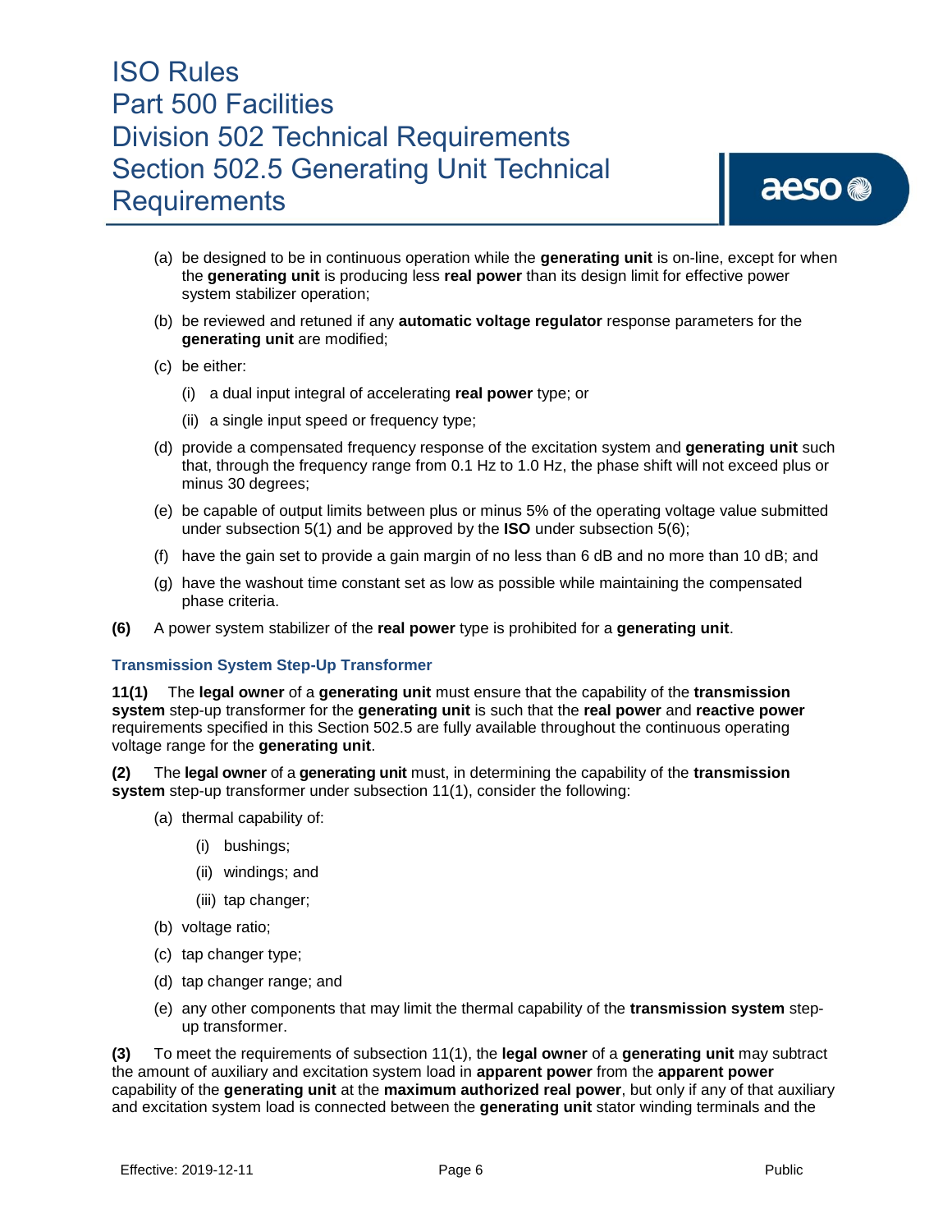(a) be designed to be in continuous operation while the **generating unit** is on-line, except for when the **generating unit** is producing less **real power** than its design limit for effective power system stabilizer operation;

(b) be reviewed and retuned if any **automatic voltage regulator** response parameters for the **generating unit** are modified;

(c) be either:

   (i) a dual input integral of accelerating **real power** type; or

   (ii) a single input speed or frequency type;

(d) provide a compensated frequency response of the excitation system and **generating unit** such that, through the frequency range from 0.1 Hz to 1.0 Hz, the phase shift will not exceed plus or minus 30 degrees;

(e) be capable of output limits between plus or minus 5% of the operating voltage value submitted under subsection 5(1) and be approved by the **ISO** under subsection 5(6);

(f) have the gain set to provide a gain margin of no less than 6 dB and no more than 10 dB; and

(g) have the washout time constant set as low as possible while maintaining the compensated phase criteria.

**(6)** A power system stabilizer of the **real power** type is prohibited for a **generating unit**.

### Transmission System Step-Up Transformer

**11(1)** The **legal owner** of a **generating unit** must ensure that the capability of the **transmission system** step-up transformer for the **generating unit** is such that the **real power** and **reactive power** requirements specified in this Section 502.5 are fully available throughout the continuous operating voltage range for the **generating unit**.

**(2)** The **legal owner** of a **generating unit** must, in determining the capability of the **transmission system** step-up transformer under subsection 11(1), consider the following:

(a) thermal capability of:

   (i) bushings;

   (ii) windings; and

   (iii) tap changer;

(b) voltage ratio;

(c) tap changer type;

(d) tap changer range; and

(e) any other components that may limit the thermal capability of the **transmission system** step-up transformer.

**(3)** To meet the requirements of subsection 11(1), the **legal owner** of a **generating unit** may subtract the amount of auxiliary and excitation system load in **apparent power** from the **apparent power** capability of the **generating unit** at the **maximum authorized real power**, but only if any of that auxiliary and excitation system load is connected between the **generating unit** stator winding terminals and the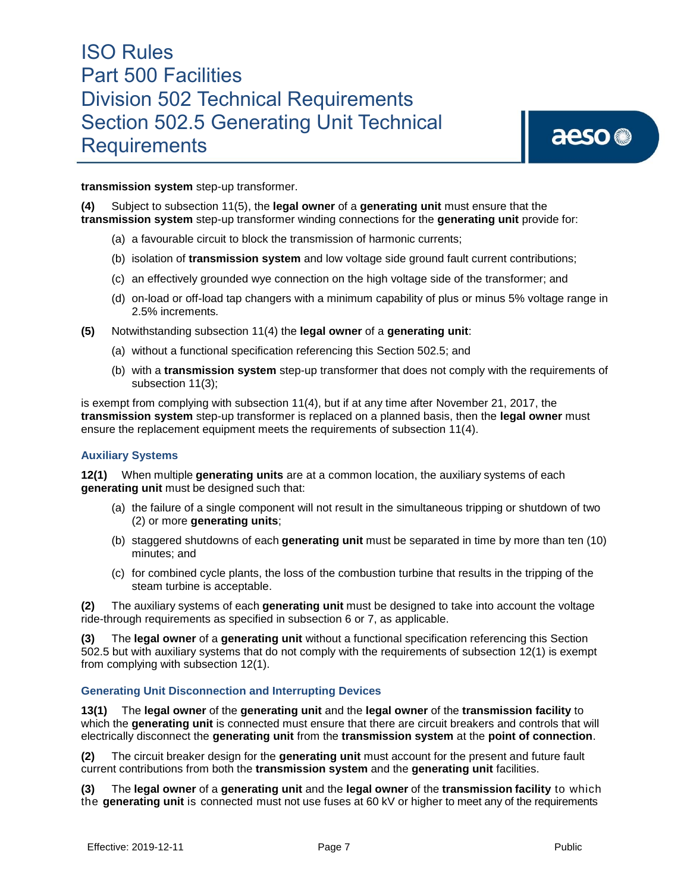**transmission system** step-up transformer.

**(4)** Subject to subsection 11(5), the **legal owner** of a **generating unit** must ensure that the **transmission system** step-up transformer winding connections for the **generating unit** provide for:

(a) a favourable circuit to block the transmission of harmonic currents;

(b) isolation of **transmission system** and low voltage side ground fault current contributions;

(c) an effectively grounded wye connection on the high voltage side of the transformer; and

(d) on-load or off-load tap changers with a minimum capability of plus or minus 5% voltage range in 2.5% increments.

**(5)** Notwithstanding subsection 11(4) the **legal owner** of a **generating unit**:

(a) without a functional specification referencing this Section 502.5; and

(b) with a **transmission system** step-up transformer that does not comply with the requirements of subsection 11(3);

is exempt from complying with subsection 11(4), but if at any time after November 21, 2017, the **transmission system** step-up transformer is replaced on a planned basis, then the **legal owner** must ensure the replacement equipment meets the requirements of subsection 11(4).

### Auxiliary Systems

**12(1)** When multiple **generating units** are at a common location, the auxiliary systems of each **generating unit** must be designed such that:

(a) the failure of a single component will not result in the simultaneous tripping or shutdown of two (2) or more **generating units**;

(b) staggered shutdowns of each **generating unit** must be separated in time by more than ten (10) minutes; and

(c) for combined cycle plants, the loss of the combustion turbine that results in the tripping of the steam turbine is acceptable.

**(2)** The auxiliary systems of each **generating unit** must be designed to take into account the voltage ride-through requirements as specified in subsection 6 or 7, as applicable.

**(3)** The **legal owner** of a **generating unit** without a functional specification referencing this Section 502.5 but with auxiliary systems that do not comply with the requirements of subsection 12(1) is exempt from complying with subsection 12(1).

### Generating Unit Disconnection and Interrupting Devices

**13(1)** The **legal owner** of the **generating unit** and the **legal owner** of the **transmission facility** to which the **generating unit** is connected must ensure that there are circuit breakers and controls that will electrically disconnect the **generating unit** from the **transmission system** at the **point of connection**.

**(2)** The circuit breaker design for the **generating unit** must account for the present and future fault current contributions from both the **transmission system** and the **generating unit** facilities.

**(3)** The **legal owner** of a **generating unit** and the **legal owner** of the **transmission facility** to which the **generating unit** is connected must not use fuses at 60 kV or higher to meet any of the requirements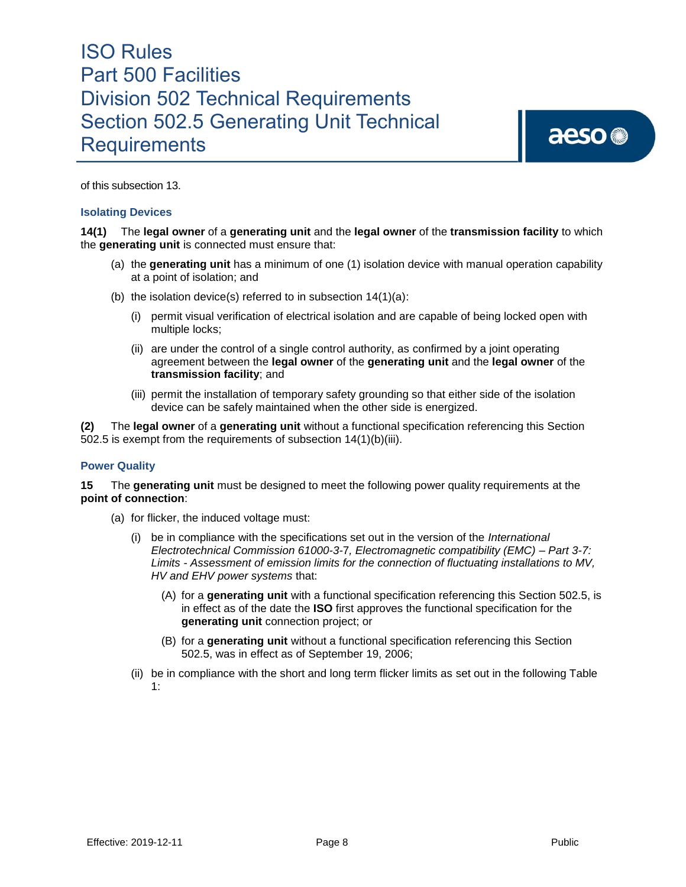of this subsection 13.

### Isolating Devices

**14(1)** The **legal owner** of a **generating unit** and the **legal owner** of the **transmission facility** to which the **generating unit** is connected must ensure that:

(a) the **generating unit** has a minimum of one (1) isolation device with manual operation capability at a point of isolation; and

(b) the isolation device(s) referred to in subsection 14(1)(a):

(i) permit visual verification of electrical isolation and are capable of being locked open with multiple locks;

(ii) are under the control of a single control authority, as confirmed by a joint operating agreement between the **legal owner** of the **generating unit** and the **legal owner** of the **transmission facility**; and

(iii) permit the installation of temporary safety grounding so that either side of the isolation device can be safely maintained when the other side is energized.

**(2)** The **legal owner** of a **generating unit** without a functional specification referencing this Section 502.5 is exempt from the requirements of subsection 14(1)(b)(iii).

### Power Quality

**15** The **generating unit** must be designed to meet the following power quality requirements at the **point of connection**:

(a) for flicker, the induced voltage must:

(i) be in compliance with the specifications set out in the version of the *International Electrotechnical Commission 61000-3-7, Electromagnetic compatibility (EMC) – Part 3-7: Limits - Assessment of emission limits for the connection of fluctuating installations to MV, HV and EHV power systems* that:

(A) for a **generating unit** with a functional specification referencing this Section 502.5, is in effect as of the date the **ISO** first approves the functional specification for the **generating unit** connection project; or

(B) for a **generating unit** without a functional specification referencing this Section 502.5, was in effect as of September 19, 2006;

(ii) be in compliance with the short and long term flicker limits as set out in the following Table 1: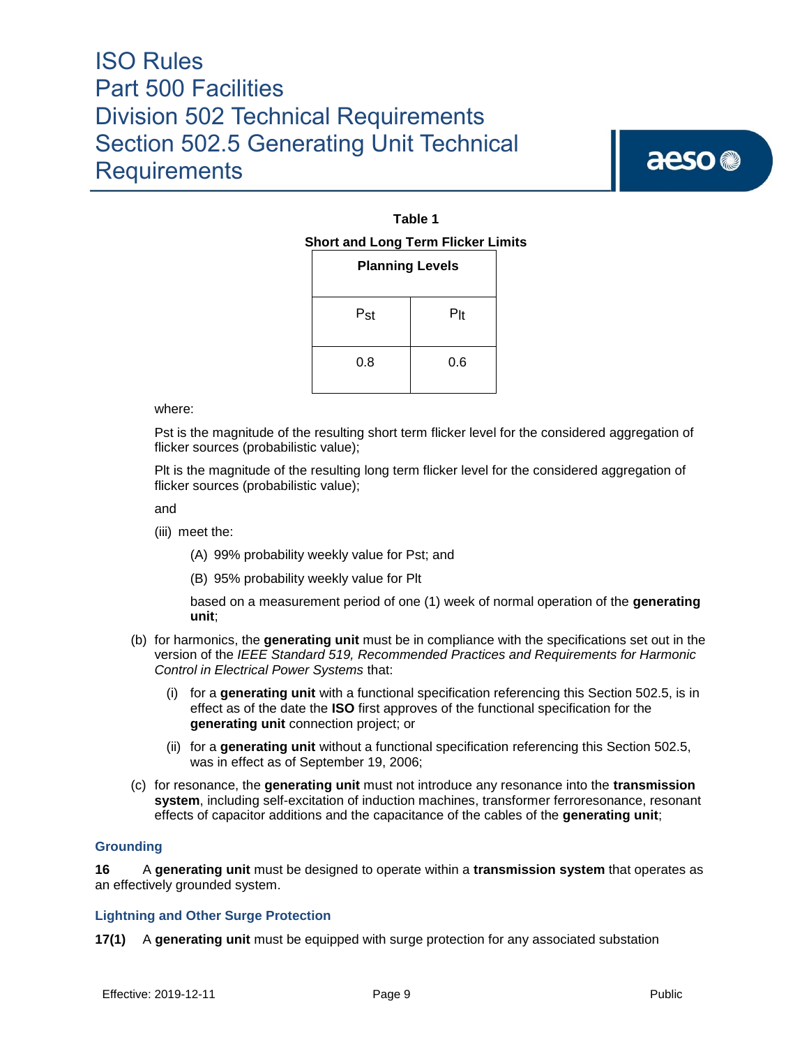**Table 1**

**Short and Long Term Flicker Limits**

| **Planning Levels** | |
|---|---|
| $P_{st}$ | $P_{lt}$ |
| 0.8 | 0.6 |

where:

Pst is the magnitude of the resulting short term flicker level for the considered aggregation of flicker sources (probabilistic value);

Plt is the magnitude of the resulting long term flicker level for the considered aggregation of flicker sources (probabilistic value);

and

(iii) meet the:

(A) 99% probability weekly value for Pst; and

(B) 95% probability weekly value for Plt

based on a measurement period of one (1) week of normal operation of the **generating unit**;

(b) for harmonics, the **generating unit** must be in compliance with the specifications set out in the version of the *IEEE Standard 519, Recommended Practices and Requirements for Harmonic Control in Electrical Power Systems* that:

(i) for a **generating unit** with a functional specification referencing this Section 502.5, is in effect as of the date the **ISO** first approves of the functional specification for the **generating unit** connection project; or

(ii) for a **generating unit** without a functional specification referencing this Section 502.5, was in effect as of September 19, 2006;

(c) for resonance, the **generating unit** must not introduce any resonance into the **transmission system**, including self-excitation of induction machines, transformer ferroresonance, resonant effects of capacitor additions and the capacitance of the cables of the **generating unit**;

### Grounding

**16** A **generating unit** must be designed to operate within a **transmission system** that operates as an effectively grounded system.

### Lightning and Other Surge Protection

**17(1)** A **generating unit** must be equipped with surge protection for any associated substation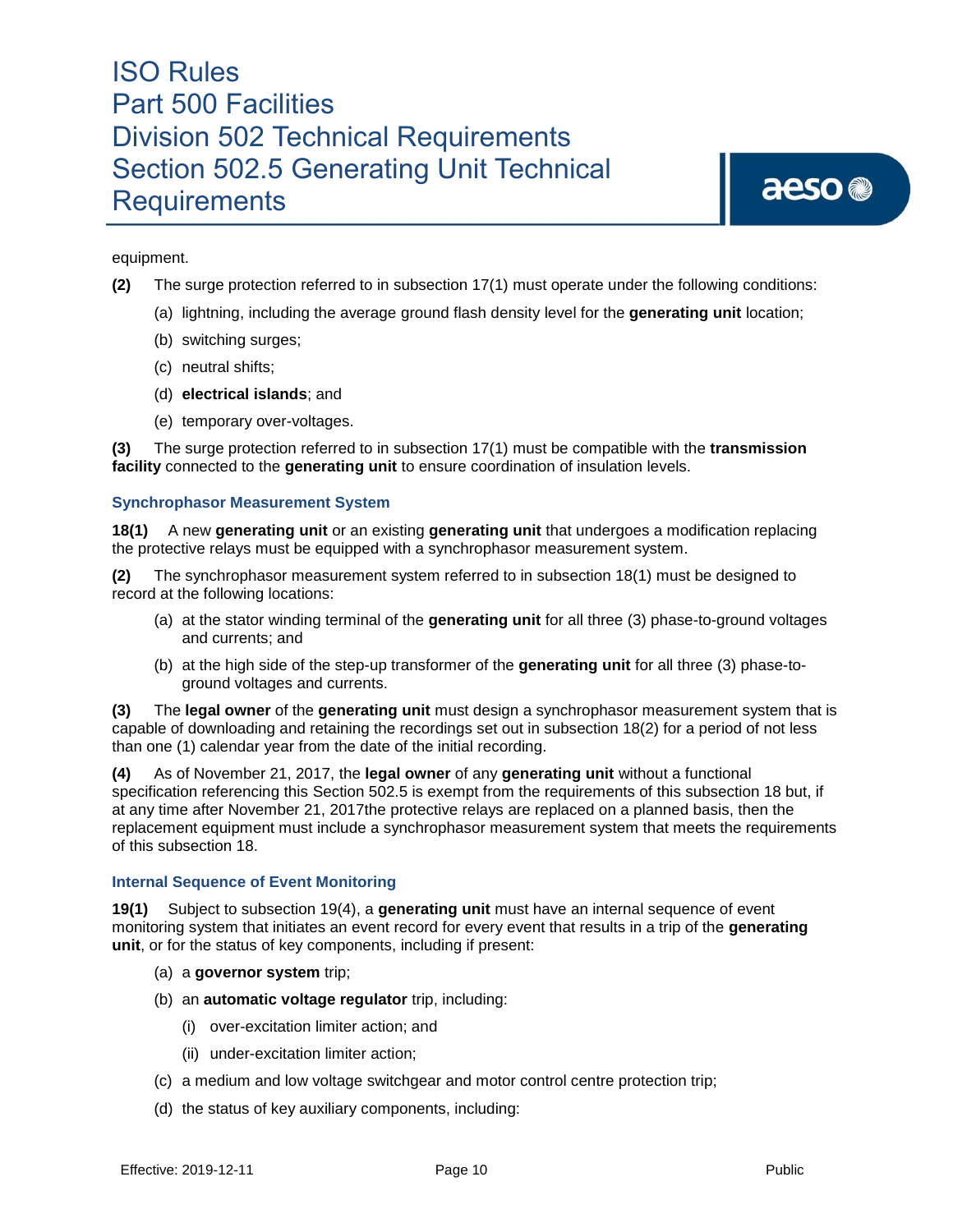equipment.

**(2)** The surge protection referred to in subsection 17(1) must operate under the following conditions:

(a) lightning, including the average ground flash density level for the **generating unit** location;

(b) switching surges;

(c) neutral shifts;

(d) **electrical islands**; and

(e) temporary over-voltages.

**(3)** The surge protection referred to in subsection 17(1) must be compatible with the **transmission facility** connected to the **generating unit** to ensure coordination of insulation levels.

### Synchrophasor Measurement System

**18(1)** A new **generating unit** or an existing **generating unit** that undergoes a modification replacing the protective relays must be equipped with a synchrophasor measurement system.

**(2)** The synchrophasor measurement system referred to in subsection 18(1) must be designed to record at the following locations:

(a) at the stator winding terminal of the **generating unit** for all three (3) phase-to-ground voltages and currents; and

(b) at the high side of the step-up transformer of the **generating unit** for all three (3) phase-to-ground voltages and currents.

**(3)** The **legal owner** of the **generating unit** must design a synchrophasor measurement system that is capable of downloading and retaining the recordings set out in subsection 18(2) for a period of not less than one (1) calendar year from the date of the initial recording.

**(4)** As of November 21, 2017, the **legal owner** of any **generating unit** without a functional specification referencing this Section 502.5 is exempt from the requirements of this subsection 18 but, if at any time after November 21, 2017the protective relays are replaced on a planned basis, then the replacement equipment must include a synchrophasor measurement system that meets the requirements of this subsection 18.

### Internal Sequence of Event Monitoring

**19(1)** Subject to subsection 19(4), a **generating unit** must have an internal sequence of event monitoring system that initiates an event record for every event that results in a trip of the **generating unit**, or for the status of key components, including if present:

(a) a **governor system** trip;

(b) an **automatic voltage regulator** trip, including:

(i) over-excitation limiter action; and

(ii) under-excitation limiter action;

(c) a medium and low voltage switchgear and motor control centre protection trip;

(d) the status of key auxiliary components, including: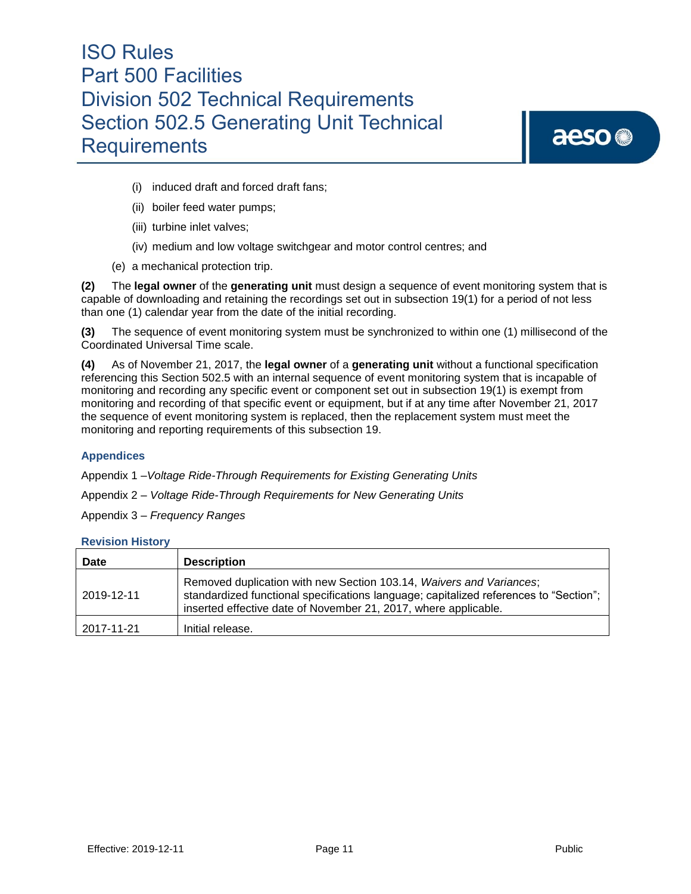(i) induced draft and forced draft fans;

(ii) boiler feed water pumps;

(iii) turbine inlet valves;

(iv) medium and low voltage switchgear and motor control centres; and

(e) a mechanical protection trip.

**(2)** The **legal owner** of the **generating unit** must design a sequence of event monitoring system that is capable of downloading and retaining the recordings set out in subsection 19(1) for a period of not less than one (1) calendar year from the date of the initial recording.

**(3)** The sequence of event monitoring system must be synchronized to within one (1) millisecond of the Coordinated Universal Time scale.

**(4)** As of November 21, 2017, the **legal owner** of a **generating unit** without a functional specification referencing this Section 502.5 with an internal sequence of event monitoring system that is incapable of monitoring and recording any specific event or component set out in subsection 19(1) is exempt from monitoring and recording of that specific event or equipment, but if at any time after November 21, 2017 the sequence of event monitoring system is replaced, then the replacement system must meet the monitoring and reporting requirements of this subsection 19.

### Appendices

Appendix 1 –*Voltage Ride-Through Requirements for Existing Generating Units*

Appendix 2 – *Voltage Ride-Through Requirements for New Generating Units*

Appendix 3 – *Frequency Ranges*

### Revision History

| Date | Description |
| --- | --- |
| 2019-12-11 | Removed duplication with new Section 103.14, *Waivers and Variances*; standardized functional specifications language; capitalized references to "Section"; inserted effective date of November 21, 2017, where applicable. |
| 2017-11-21 | Initial release. |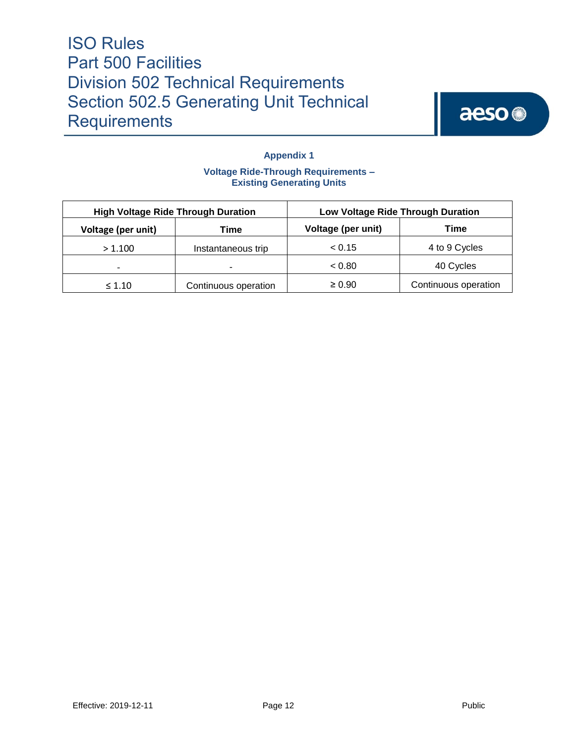## Appendix 1

### Voltage Ride-Through Requirements – Existing Generating Units

| High Voltage Ride Through Duration | | Low Voltage Ride Through Duration | |
|---|---|---|---|
| **Voltage (per unit)** | **Time** | **Voltage (per unit)** | **Time** |
| > 1.100 | Instantaneous trip | < 0.15 | 4 to 9 Cycles |
| - | - | < 0.80 | 40 Cycles |
| ≤ 1.10 | Continuous operation | ≥ 0.90 | Continuous operation |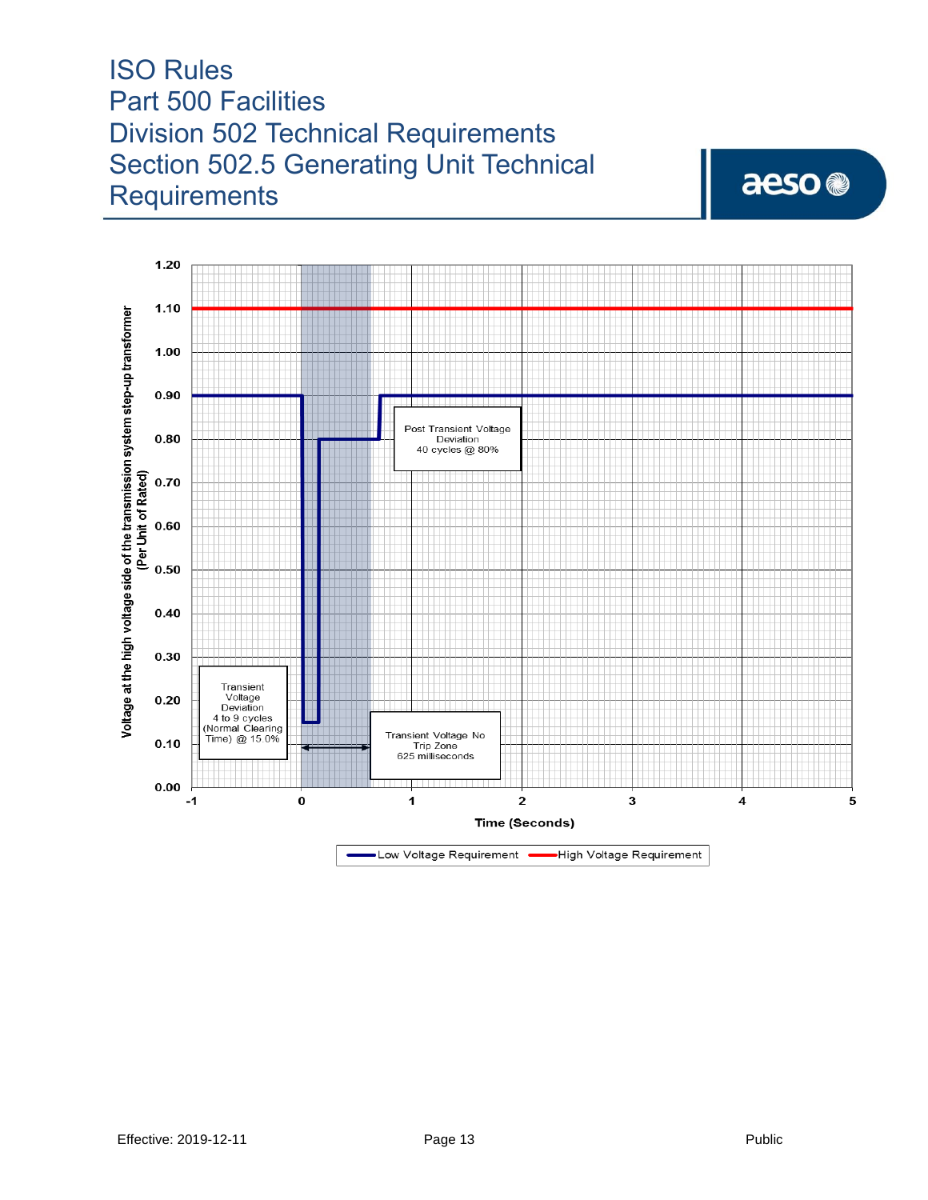Voltage at the high voltage side of the transmission system step-up transformer (Per Unit of Rated)

Time (Seconds)

Transient Voltage Deviation 4 to 9 cycles (Normal Clearing Time) @ 15.0%

Transient Voltage No Trip Zone 625 milliseconds

Post Transient Voltage Deviation 40 cycles @ 80%

Low Voltage Requirement

High Voltage Requirement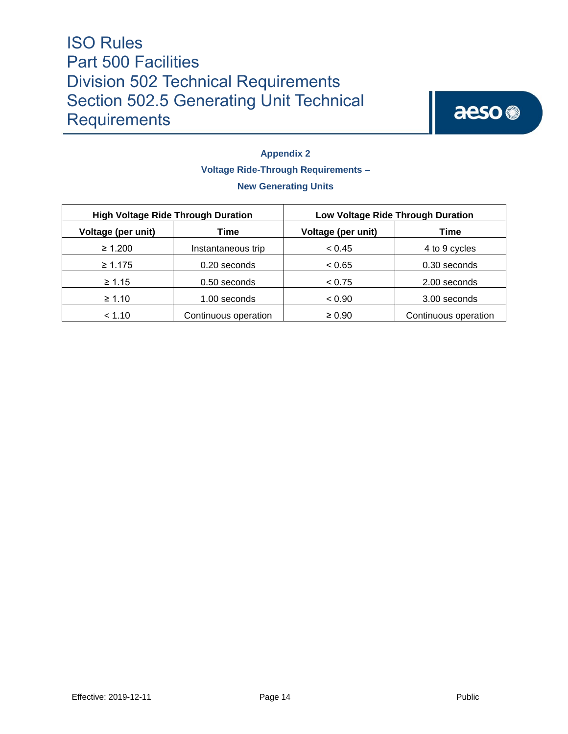## Appendix 2

### Voltage Ride-Through Requirements – New Generating Units

| High Voltage Ride Through Duration | | Low Voltage Ride Through Duration | |
|---|---|---|---|
| **Voltage (per unit)** | **Time** | **Voltage (per unit)** | **Time** |
| ≥ 1.200 | Instantaneous trip | < 0.45 | 4 to 9 cycles |
| ≥ 1.175 | 0.20 seconds | < 0.65 | 0.30 seconds |
| ≥ 1.15 | 0.50 seconds | < 0.75 | 2.00 seconds |
| ≥ 1.10 | 1.00 seconds | < 0.90 | 3.00 seconds |
| < 1.10 | Continuous operation | ≥ 0.90 | Continuous operation |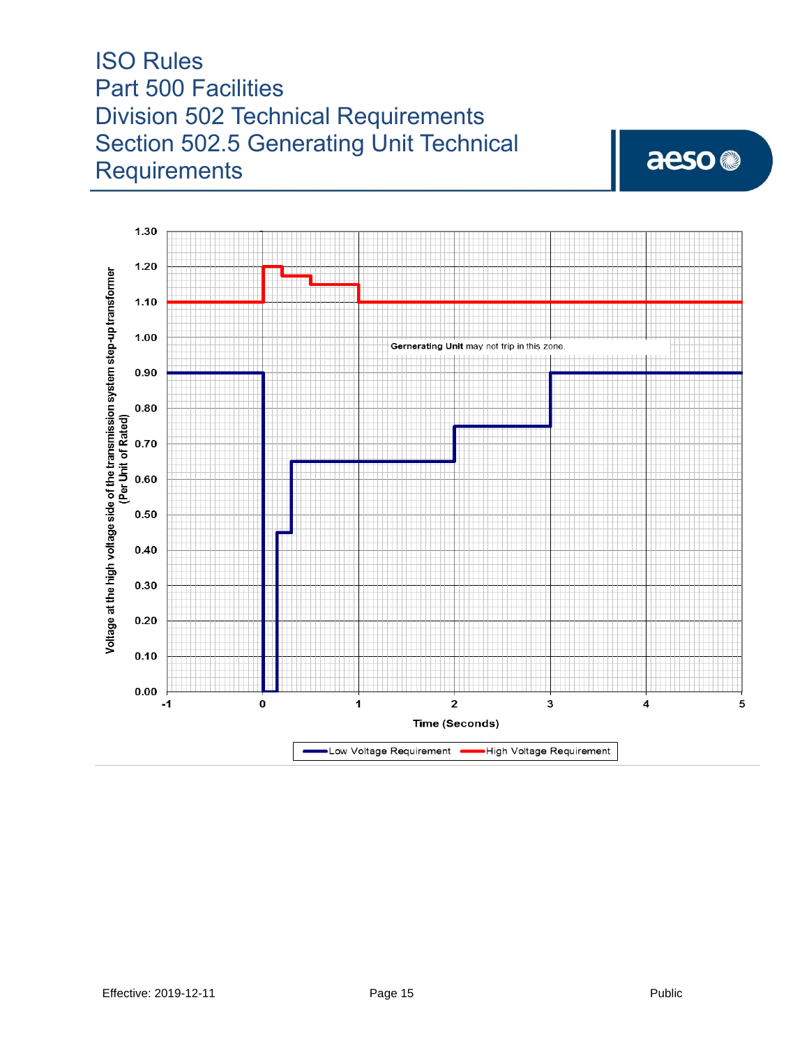Voltage at the high voltage side of the transmission system step-up transformer (Per Unit of Rated)

Gernerating Unit may not trip in this zone.

Time (Seconds)

Low Voltage Requirement — High Voltage Requirement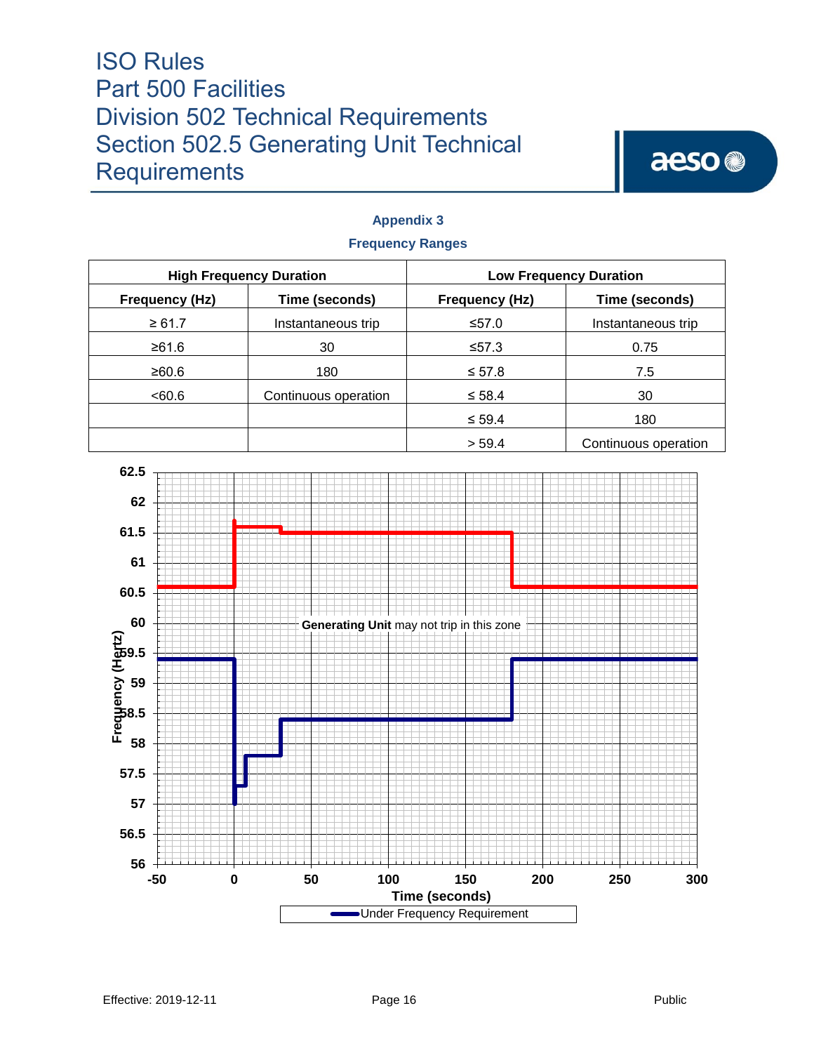## Appendix 3

### Frequency Ranges

| High Frequency Duration | | Low Frequency Duration | |
|---|---|---|---|
| Frequency (Hz) | Time (seconds) | Frequency (Hz) | Time (seconds) |
| ≥ 61.7 | Instantaneous trip | ≤57.0 | Instantaneous trip |
| ≥61.6 | 30 | ≤57.3 | 0.75 |
| ≥60.6 | 180 | ≤ 57.8 | 7.5 |
| <60.6 | Continuous operation | ≤ 58.4 | 30 |
| | | ≤ 59.4 | 180 |
| | | > 59.4 | Continuous operation |

Frequency (Hertz)

62.5
62
61.5
61
60.5
60
59.5
59
58.5
58
57.5
57
56.5
56

-50
0
50
100
150
200
250
300

Time (seconds)

**Generating Unit** may not trip in this zone

Under Frequency Requirement